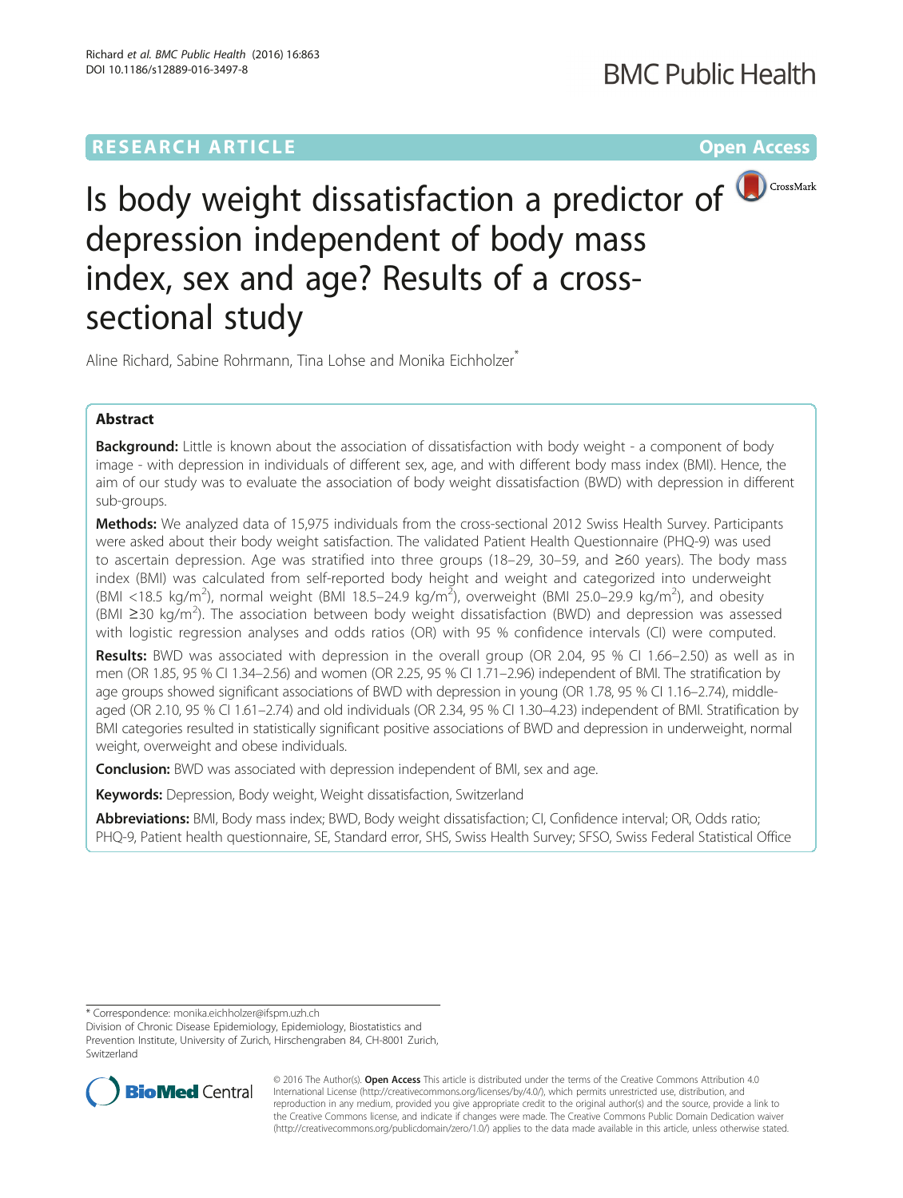RESEARCH ARTICLE

Open Access

# Is body weight dissatisfaction a predictor of depression independent of body mass index, sex and age? Results of a cross-sectional study

Aline Richard, Sabine Rohrmann, Tina Lohse and Monika Eichholzer*

## Abstract

**Background:** Little is known about the association of dissatisfaction with body weight - a component of body image - with depression in individuals of different sex, age, and with different body mass index (BMI). Hence, the aim of our study was to evaluate the association of body weight dissatisfaction (BWD) with depression in different sub-groups.

**Methods:** We analyzed data of 15,975 individuals from the cross-sectional 2012 Swiss Health Survey. Participants were asked about their body weight satisfaction. The validated Patient Health Questionnaire (PHQ-9) was used to ascertain depression. Age was stratified into three groups (18–29, 30–59, and ≥60 years). The body mass index (BMI) was calculated from self-reported body height and weight and categorized into underweight (BMI <18.5 kg/m$^2$), normal weight (BMI 18.5–24.9 kg/m$^2$), overweight (BMI 25.0–29.9 kg/m$^2$), and obesity (BMI ≥30 kg/m$^2$). The association between body weight dissatisfaction (BWD) and depression was assessed with logistic regression analyses and odds ratios (OR) with 95 % confidence intervals (CI) were computed.

**Results:** BWD was associated with depression in the overall group (OR 2.04, 95 % CI 1.66–2.50) as well as in men (OR 1.85, 95 % CI 1.34–2.56) and women (OR 2.25, 95 % CI 1.71–2.96) independent of BMI. The stratification by age groups showed significant associations of BWD with depression in young (OR 1.78, 95 % CI 1.16–2.74), middle-aged (OR 2.10, 95 % CI 1.61–2.74) and old individuals (OR 2.34, 95 % CI 1.30–4.23) independent of BMI. Stratification by BMI categories resulted in statistically significant positive associations of BWD and depression in underweight, normal weight, overweight and obese individuals.

**Conclusion:** BWD was associated with depression independent of BMI, sex and age.

**Keywords:** Depression, Body weight, Weight dissatisfaction, Switzerland

**Abbreviations:** BMI, Body mass index; BWD, Body weight dissatisfaction; CI, Confidence interval; OR, Odds ratio; PHQ-9, Patient health questionnaire, SE, Standard error, SHS, Swiss Health Survey; SFSO, Swiss Federal Statistical Office

* Correspondence: monika.eichholzer@ifspm.uzh.ch
Division of Chronic Disease Epidemiology, Epidemiology, Biostatistics and Prevention Institute, University of Zurich, Hirschengraben 84, CH-8001 Zurich, Switzerland

© 2016 The Author(s). **Open Access** This article is distributed under the terms of the Creative Commons Attribution 4.0 International License (http://creativecommons.org/licenses/by/4.0/), which permits unrestricted use, distribution, and reproduction in any medium, provided you give appropriate credit to the original author(s) and the source, provide a link to the Creative Commons license, and indicate if changes were made. The Creative Commons Public Domain Dedication waiver (http://creativecommons.org/publicdomain/zero/1.0/) applies to the data made available in this article, unless otherwise stated.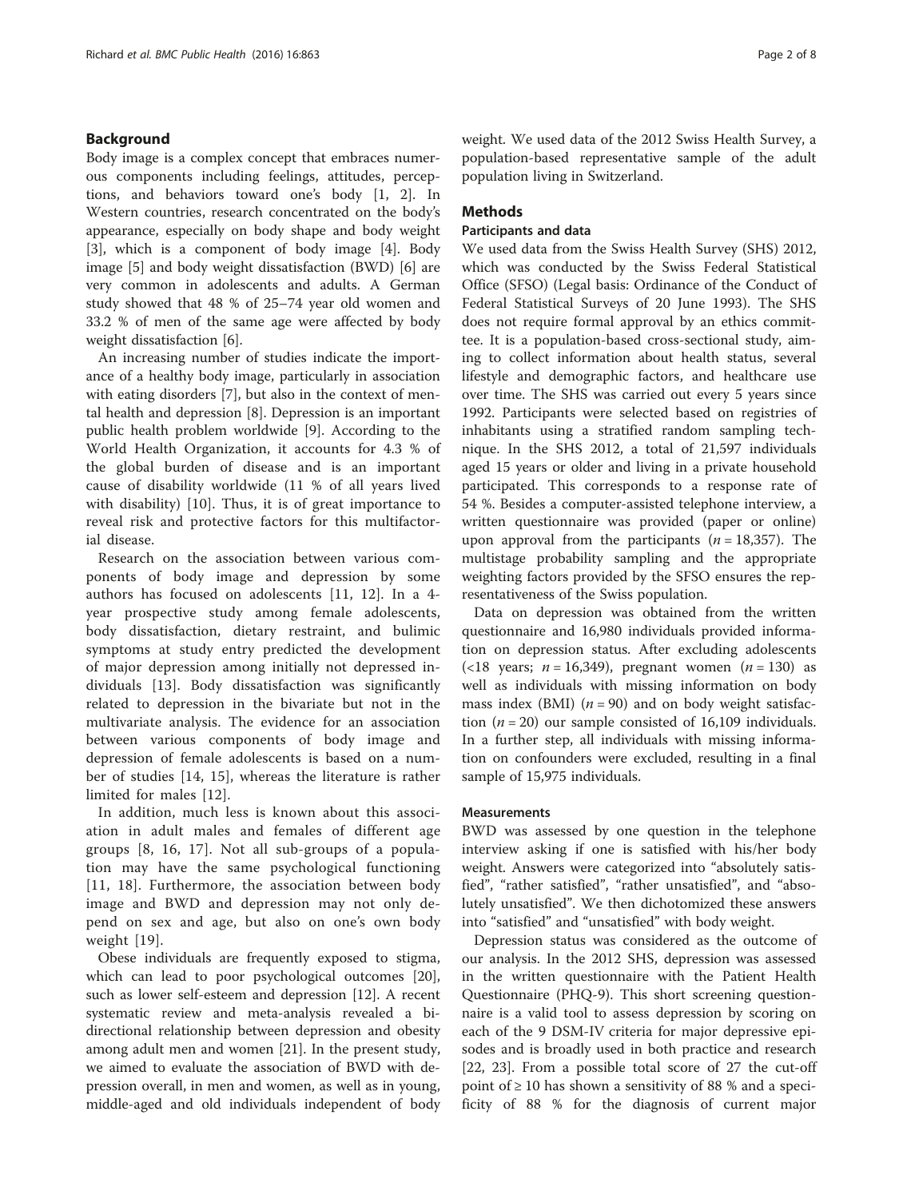## Background

Body image is a complex concept that embraces numerous components including feelings, attitudes, perceptions, and behaviors toward one's body [1, 2]. In Western countries, research concentrated on the body's appearance, especially on body shape and body weight [3], which is a component of body image [4]. Body image [5] and body weight dissatisfaction (BWD) [6] are very common in adolescents and adults. A German study showed that 48 % of 25–74 year old women and 33.2 % of men of the same age were affected by body weight dissatisfaction [6].

An increasing number of studies indicate the importance of a healthy body image, particularly in association with eating disorders [7], but also in the context of mental health and depression [8]. Depression is an important public health problem worldwide [9]. According to the World Health Organization, it accounts for 4.3 % of the global burden of disease and is an important cause of disability worldwide (11 % of all years lived with disability) [10]. Thus, it is of great importance to reveal risk and protective factors for this multifactorial disease.

Research on the association between various components of body image and depression by some authors has focused on adolescents [11, 12]. In a 4-year prospective study among female adolescents, body dissatisfaction, dietary restraint, and bulimic symptoms at study entry predicted the development of major depression among initially not depressed individuals [13]. Body dissatisfaction was significantly related to depression in the bivariate but not in the multivariate analysis. The evidence for an association between various components of body image and depression of female adolescents is based on a number of studies [14, 15], whereas the literature is rather limited for males [12].

In addition, much less is known about this association in adult males and females of different age groups [8, 16, 17]. Not all sub-groups of a population may have the same psychological functioning [11, 18]. Furthermore, the association between body image and BWD and depression may not only depend on sex and age, but also on one's own body weight [19].

Obese individuals are frequently exposed to stigma, which can lead to poor psychological outcomes [20], such as lower self-esteem and depression [12]. A recent systematic review and meta-analysis revealed a bidirectional relationship between depression and obesity among adult men and women [21]. In the present study, we aimed to evaluate the association of BWD with depression overall, in men and women, as well as in young, middle-aged and old individuals independent of body weight. We used data of the 2012 Swiss Health Survey, a population-based representative sample of the adult population living in Switzerland.

## Methods

### Participants and data

We used data from the Swiss Health Survey (SHS) 2012, which was conducted by the Swiss Federal Statistical Office (SFSO) (Legal basis: Ordinance of the Conduct of Federal Statistical Surveys of 20 June 1993). The SHS does not require formal approval by an ethics committee. It is a population-based cross-sectional study, aiming to collect information about health status, several lifestyle and demographic factors, and healthcare use over time. The SHS was carried out every 5 years since 1992. Participants were selected based on registries of inhabitants using a stratified random sampling technique. In the SHS 2012, a total of 21,597 individuals aged 15 years or older and living in a private household participated. This corresponds to a response rate of 54 %. Besides a computer-assisted telephone interview, a written questionnaire was provided (paper or online) upon approval from the participants ($n = 18,357$). The multistage probability sampling and the appropriate weighting factors provided by the SFSO ensures the representativeness of the Swiss population.

Data on depression was obtained from the written questionnaire and 16,980 individuals provided information on depression status. After excluding adolescents (<18 years; $n = 16,349$), pregnant women ($n = 130$) as well as individuals with missing information on body mass index (BMI) ($n = 90$) and on body weight satisfaction ($n = 20$) our sample consisted of 16,109 individuals. In a further step, all individuals with missing information on confounders were excluded, resulting in a final sample of 15,975 individuals.

### Measurements

BWD was assessed by one question in the telephone interview asking if one is satisfied with his/her body weight. Answers were categorized into "absolutely satisfied", "rather satisfied", "rather unsatisfied", and "absolutely unsatisfied". We then dichotomized these answers into "satisfied" and "unsatisfied" with body weight.

Depression status was considered as the outcome of our analysis. In the 2012 SHS, depression was assessed in the written questionnaire with the Patient Health Questionnaire (PHQ-9). This short screening questionnaire is a valid tool to assess depression by scoring on each of the 9 DSM-IV criteria for major depressive episodes and is broadly used in both practice and research [22, 23]. From a possible total score of 27 the cut-off point of ≥ 10 has shown a sensitivity of 88 % and a specificity of 88 % for the diagnosis of current major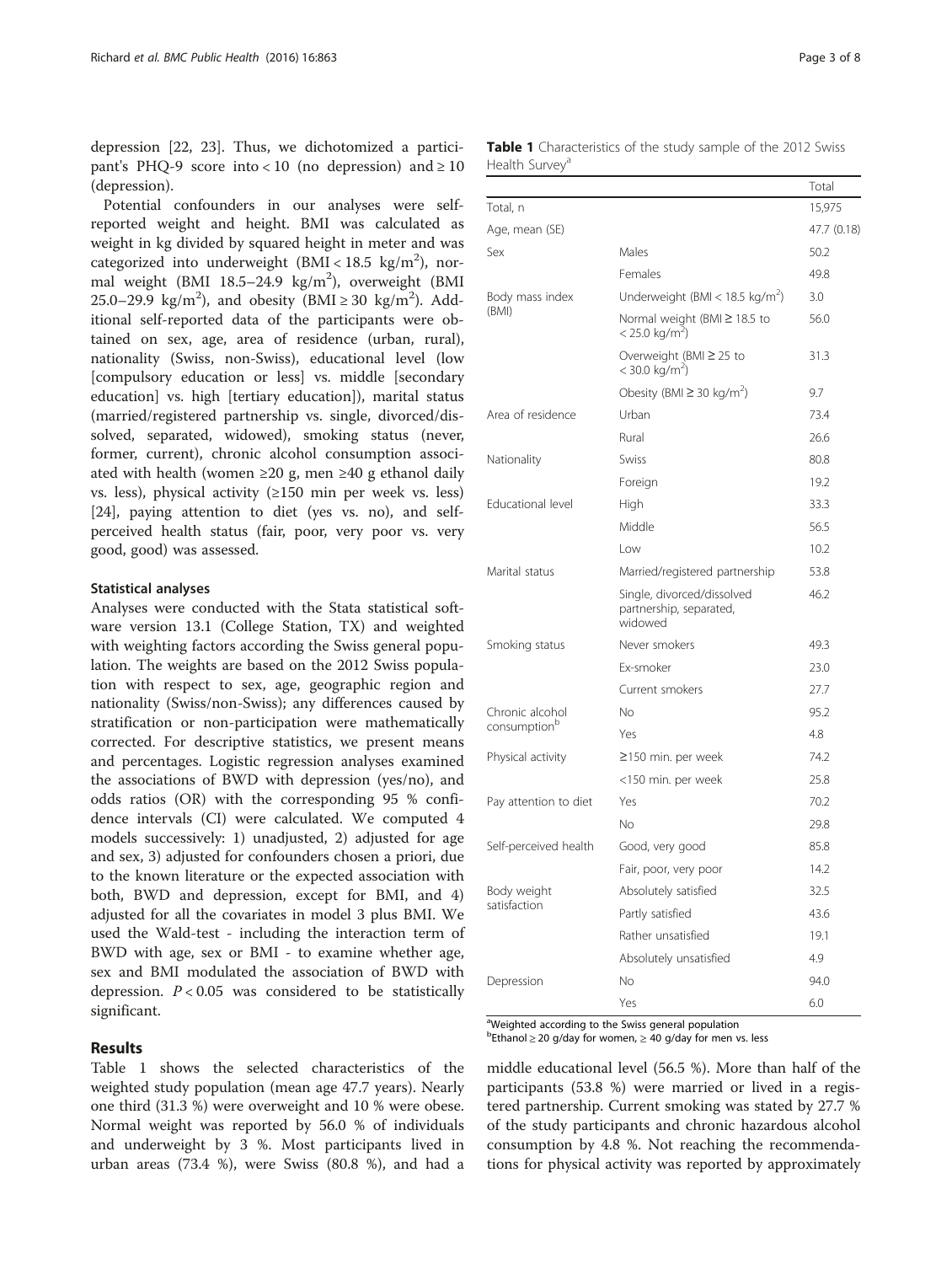depression [22, 23]. Thus, we dichotomized a participant's PHQ-9 score into < 10 (no depression) and ≥ 10 (depression).

Potential confounders in our analyses were self-reported weight and height. BMI was calculated as weight in kg divided by squared height in meter and was categorized into underweight (BMI < 18.5 kg/m$^2$), normal weight (BMI 18.5–24.9 kg/m$^2$), overweight (BMI 25.0–29.9 kg/m$^2$), and obesity (BMI ≥ 30 kg/m$^2$). Additional self-reported data of the participants were obtained on sex, age, area of residence (urban, rural), nationality (Swiss, non-Swiss), educational level (low [compulsory education or less] vs. middle [secondary education] vs. high [tertiary education]), marital status (married/registered partnership vs. single, divorced/dissolved, separated, widowed), smoking status (never, former, current), chronic alcohol consumption associated with health (women ≥20 g, men ≥40 g ethanol daily vs. less), physical activity (≥150 min per week vs. less) [24], paying attention to diet (yes vs. no), and self-perceived health status (fair, poor, very poor vs. very good, good) was assessed.

### Statistical analyses

Analyses were conducted with the Stata statistical software version 13.1 (College Station, TX) and weighted with weighting factors according the Swiss general population. The weights are based on the 2012 Swiss population with respect to sex, age, geographic region and nationality (Swiss/non-Swiss); any differences caused by stratification or non-participation were mathematically corrected. For descriptive statistics, we present means and percentages. Logistic regression analyses examined the associations of BWD with depression (yes/no), and odds ratios (OR) with the corresponding 95 % confidence intervals (CI) were calculated. We computed 4 models successively: 1) unadjusted, 2) adjusted for age and sex, 3) adjusted for confounders chosen a priori, due to the known literature or the expected association with both, BWD and depression, except for BMI, and 4) adjusted for all the covariates in model 3 plus BMI. We used the Wald-test - including the interaction term of BWD with age, sex or BMI - to examine whether age, sex and BMI modulated the association of BWD with depression. $P < 0.05$ was considered to be statistically significant.

## Results

Table 1 shows the selected characteristics of the weighted study population (mean age 47.7 years). Nearly one third (31.3 %) were overweight and 10 % were obese. Normal weight was reported by 56.0 % of individuals and underweight by 3 %. Most participants lived in urban areas (73.4 %), were Swiss (80.8 %), and had a middle educational level (56.5 %). More than half of the participants (53.8 %) were married or lived in a registered partnership. Current smoking was stated by 27.7 % of the study participants and chronic hazardous alcohol consumption by 4.8 %. Not reaching the recommendations for physical activity was reported by approximately

**Table 1** Characteristics of the study sample of the 2012 Swiss Health Survey[a]

| | | Total |
|---|---|---|
| Total, n | | 15,975 |
| Age, mean (SE) | | 47.7 (0.18) |
| Sex | Males | 50.2 |
| | Females | 49.8 |
| Body mass index (BMI) | Underweight (BMI < 18.5 kg/m$^2$) | 3.0 |
| | Normal weight (BMI ≥ 18.5 to < 25.0 kg/m$^2$) | 56.0 |
| | Overweight (BMI ≥ 25 to < 30.0 kg/m$^2$) | 31.3 |
| | Obesity (BMI ≥ 30 kg/m$^2$) | 9.7 |
| Area of residence | Urban | 73.4 |
| | Rural | 26.6 |
| Nationality | Swiss | 80.8 |
| | Foreign | 19.2 |
| Educational level | High | 33.3 |
| | Middle | 56.5 |
| | Low | 10.2 |
| Marital status | Married/registered partnership | 53.8 |
| | Single, divorced/dissolved partnership, separated, widowed | 46.2 |
| Smoking status | Never smokers | 49.3 |
| | Ex-smoker | 23.0 |
| | Current smokers | 27.7 |
| Chronic alcohol consumption[b] | No | 95.2 |
| | Yes | 4.8 |
| Physical activity | ≥150 min. per week | 74.2 |
| | <150 min. per week | 25.8 |
| Pay attention to diet | Yes | 70.2 |
| | No | 29.8 |
| Self-perceived health | Good, very good | 85.8 |
| | Fair, poor, very poor | 14.2 |
| Body weight satisfaction | Absolutely satisfied | 32.5 |
| | Partly satisfied | 43.6 |
| | Rather unsatisfied | 19.1 |
| | Absolutely unsatisfied | 4.9 |
| Depression | No | 94.0 |
| | Yes | 6.0 |

[a]Weighted according to the Swiss general population
[b]Ethanol ≥ 20 g/day for women, ≥ 40 g/day for men vs. less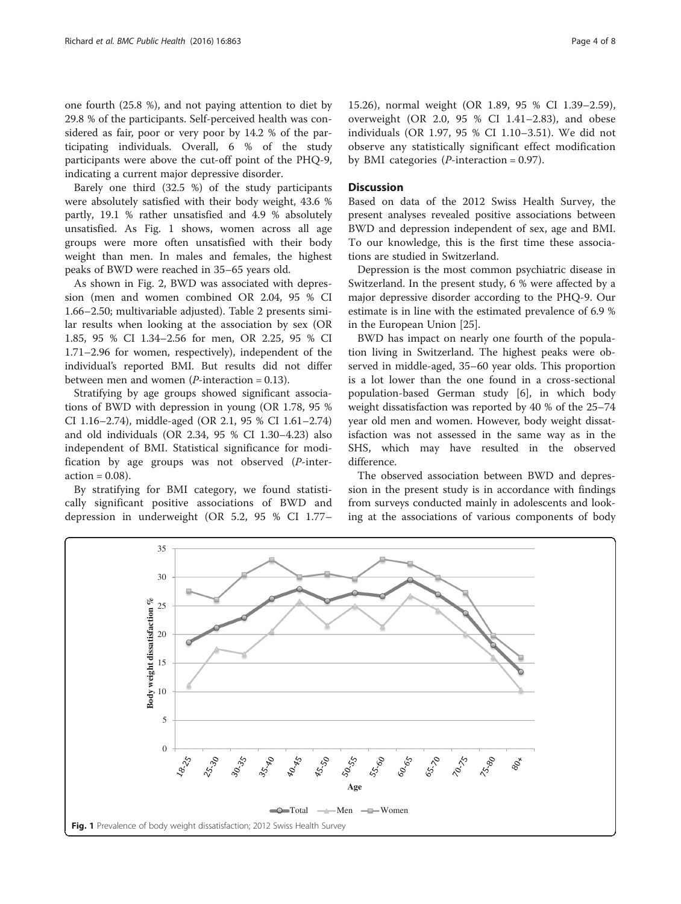one fourth (25.8 %), and not paying attention to diet by 29.8 % of the participants. Self-perceived health was considered as fair, poor or very poor by 14.2 % of the participating individuals. Overall, 6 % of the study participants were above the cut-off point of the PHQ-9, indicating a current major depressive disorder.

Barely one third (32.5 %) of the study participants were absolutely satisfied with their body weight, 43.6 % partly, 19.1 % rather unsatisfied and 4.9 % absolutely unsatisfied. As Fig. 1 shows, women across all age groups were more often unsatisfied with their body weight than men. In males and females, the highest peaks of BWD were reached in 35–65 years old.

As shown in Fig. 2, BWD was associated with depression (men and women combined OR 2.04, 95 % CI 1.66–2.50; multivariable adjusted). Table 2 presents similar results when looking at the association by sex (OR 1.85, 95 % CI 1.34–2.56 for men, OR 2.25, 95 % CI 1.71–2.96 for women, respectively), independent of the individual's reported BMI. But results did not differ between men and women (*P*-interaction = 0.13).

Stratifying by age groups showed significant associations of BWD with depression in young (OR 1.78, 95 % CI 1.16–2.74), middle-aged (OR 2.1, 95 % CI 1.61–2.74) and old individuals (OR 2.34, 95 % CI 1.30–4.23) also independent of BMI. Statistical significance for modification by age groups was not observed (*P*-interaction = 0.08).

By stratifying for BMI category, we found statistically significant positive associations of BWD and depression in underweight (OR 5.2, 95 % CI 1.77–15.26), normal weight (OR 1.89, 95 % CI 1.39–2.59), overweight (OR 2.0, 95 % CI 1.41–2.83), and obese individuals (OR 1.97, 95 % CI 1.10–3.51). We did not observe any statistically significant effect modification by BMI categories (*P*-interaction = 0.97).

## Discussion

Based on data of the 2012 Swiss Health Survey, the present analyses revealed positive associations between BWD and depression independent of sex, age and BMI. To our knowledge, this is the first time these associations are studied in Switzerland.

Depression is the most common psychiatric disease in Switzerland. In the present study, 6 % were affected by a major depressive disorder according to the PHQ-9. Our estimate is in line with the estimated prevalence of 6.9 % in the European Union [25].

BWD has impact on nearly one fourth of the population living in Switzerland. The highest peaks were observed in middle-aged, 35–60 year olds. This proportion is a lot lower than the one found in a cross-sectional population-based German study [6], in which body weight dissatisfaction was reported by 40 % of the 25–74 year old men and women. However, body weight dissatisfaction was not assessed in the same way as in the SHS, which may have resulted in the observed difference.

The observed association between BWD and depression in the present study is in accordance with findings from surveys conducted mainly in adolescents and looking at the associations of various components of body

Body weight dissatisfaction %
35
30
25
20
15
10
5
0
18-25
25-30
30-35
35-40
40-45
45-50
50-55
55-60
60-65
65-70
70-75
75-80
80+
Age
Total
Men
Women

**Fig. 1** Prevalence of body weight dissatisfaction; 2012 Swiss Health Survey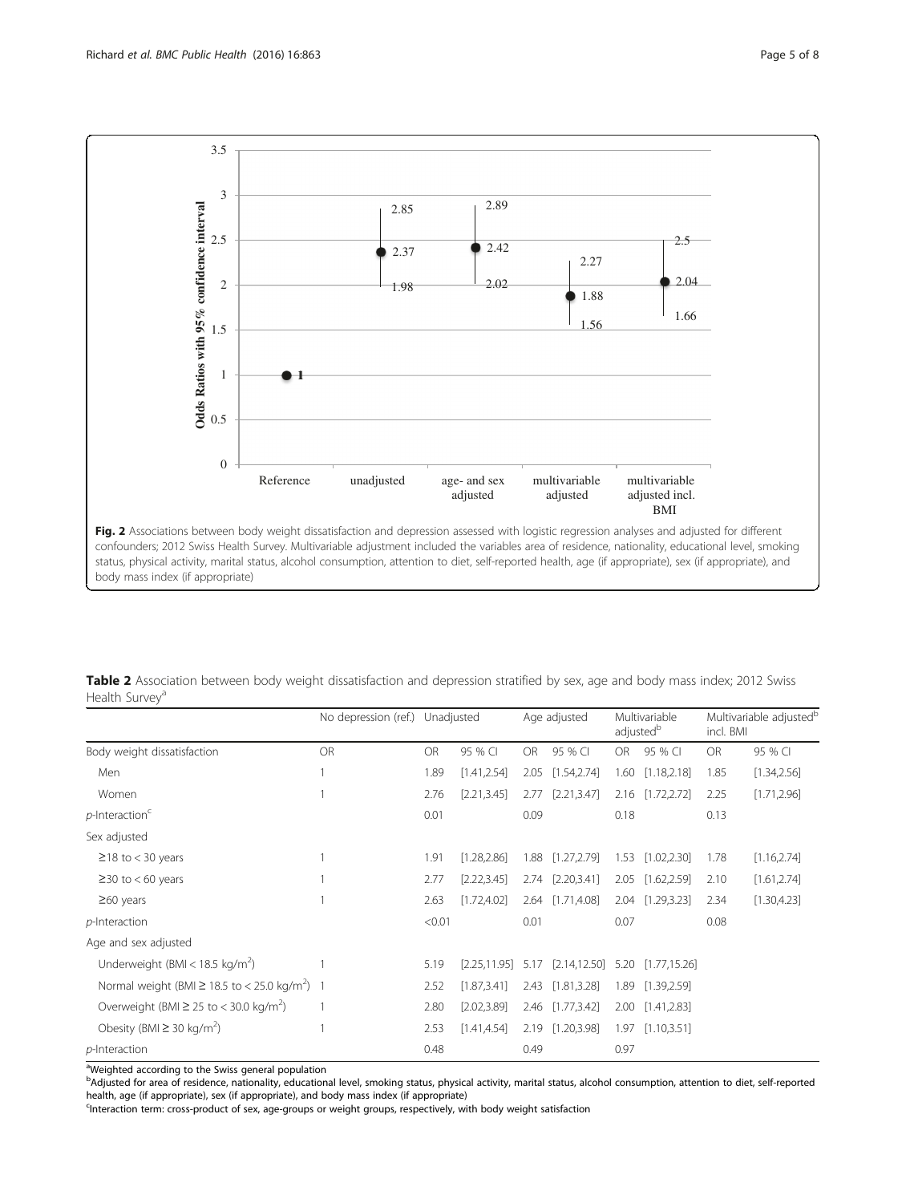3.5
3
2.5
2
1.5
1
0.5
0

Odds Ratios with 95% confidence interval

1

2.85
2.37
1.98

2.89
2.42
2.02

2.27
1.88
1.56

2.5
2.04
1.66

Reference
unadjusted
age- and sex adjusted
multivariable adjusted
multivariable adjusted incl. BMI

**Fig. 2** Associations between body weight dissatisfaction and depression assessed with logistic regression analyses and adjusted for different confounders; 2012 Swiss Health Survey. Multivariable adjustment included the variables area of residence, nationality, educational level, smoking status, physical activity, marital status, alcohol consumption, attention to diet, self-reported health, age (if appropriate), sex (if appropriate), and body mass index (if appropriate)

**Table 2** Association between body weight dissatisfaction and depression stratified by sex, age and body mass index; 2012 Swiss Health Survey[a]

| | No depression (ref.) | Unadjusted | | Age adjusted | | Multivariable adjusted[b] | | Multivariable adjusted[b] incl. BMI | |
|---|---|---|---|---|---|---|---|---|---|
| Body weight dissatisfaction | OR | OR | 95 % CI | OR | 95 % CI | OR | 95 % CI | OR | 95 % CI |
| Men | 1 | 1.89 | [1.41,2.54] | 2.05 | [1.54,2.74] | 1.60 | [1.18,2.18] | 1.85 | [1.34,2.56] |
| Women | 1 | 2.76 | [2.21,3.45] | 2.77 | [2.21,3.47] | 2.16 | [1.72,2.72] | 2.25 | [1.71,2.96] |
| *p*-Interaction[c] | | 0.01 | | 0.09 | | 0.18 | | 0.13 | |
| Sex adjusted | | | | | | | | | |
| ≥18 to < 30 years | 1 | 1.91 | [1.28,2.86] | 1.88 | [1.27,2.79] | 1.53 | [1.02,2.30] | 1.78 | [1.16,2.74] |
| ≥30 to < 60 years | 1 | 2.77 | [2.22,3.45] | 2.74 | [2.20,3.41] | 2.05 | [1.62,2.59] | 2.10 | [1.61,2.74] |
| ≥60 years | 1 | 2.63 | [1.72,4.02] | 2.64 | [1.71,4.08] | 2.04 | [1.29,3.23] | 2.34 | [1.30,4.23] |
| *p*-Interaction | | <0.01 | | 0.01 | | 0.07 | | 0.08 | |
| Age and sex adjusted | | | | | | | | | |
| Underweight (BMI < 18.5 kg/m$^2$) | 1 | 5.19 | [2.25,11.95] | 5.17 | [2.14,12.50] | 5.20 | [1.77,15.26] | | |
| Normal weight (BMI ≥ 18.5 to < 25.0 kg/m$^2$) | 1 | 2.52 | [1.87,3.41] | 2.43 | [1.81,3.28] | 1.89 | [1.39,2.59] | | |
| Overweight (BMI ≥ 25 to < 30.0 kg/m$^2$) | 1 | 2.80 | [2.02,3.89] | 2.46 | [1.77,3.42] | 2.00 | [1.41,2.83] | | |
| Obesity (BMI ≥ 30 kg/m$^2$) | 1 | 2.53 | [1.41,4.54] | 2.19 | [1.20,3.98] | 1.97 | [1.10,3.51] | | |
| *p*-Interaction | | 0.48 | | 0.49 | | 0.97 | | | |

[a]Weighted according to the Swiss general population
[b]Adjusted for area of residence, nationality, educational level, smoking status, physical activity, marital status, alcohol consumption, attention to diet, self-reported health, age (if appropriate), sex (if appropriate), and body mass index (if appropriate)
[c]Interaction term: cross-product of sex, age-groups or weight groups, respectively, with body weight satisfaction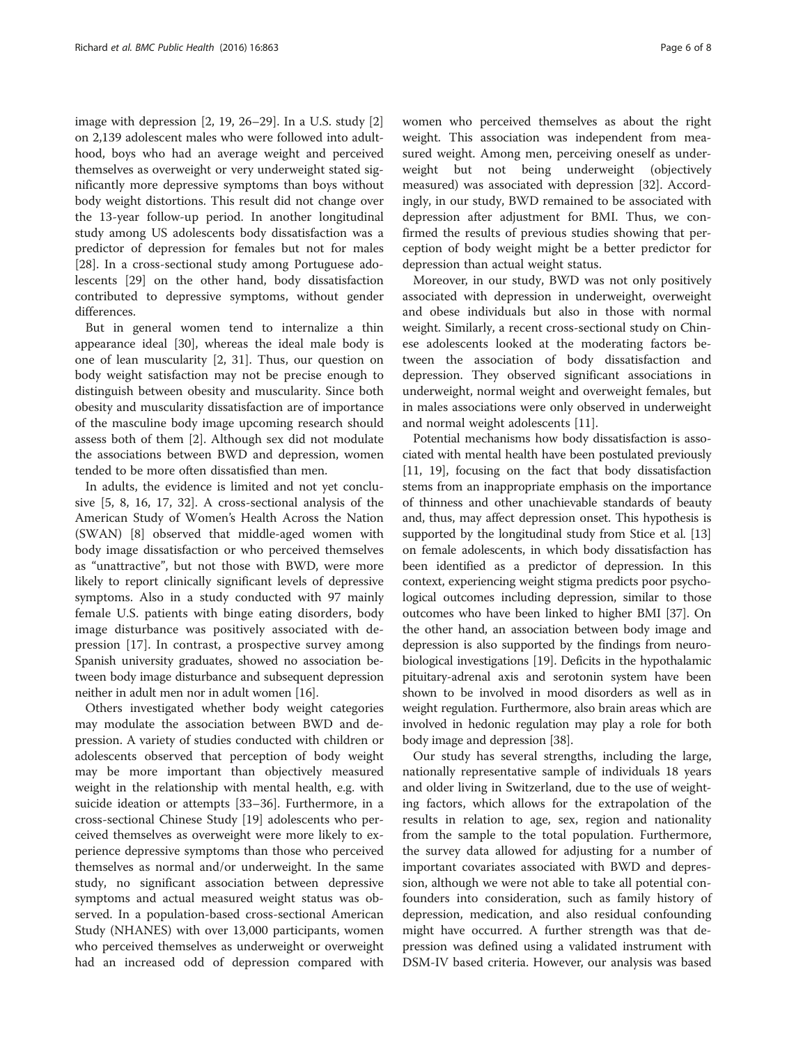image with depression [2, 19, 26–29]. In a U.S. study [2] on 2,139 adolescent males who were followed into adulthood, boys who had an average weight and perceived themselves as overweight or very underweight stated significantly more depressive symptoms than boys without body weight distortions. This result did not change over the 13-year follow-up period. In another longitudinal study among US adolescents body dissatisfaction was a predictor of depression for females but not for males [28]. In a cross-sectional study among Portuguese adolescents [29] on the other hand, body dissatisfaction contributed to depressive symptoms, without gender differences.

But in general women tend to internalize a thin appearance ideal [30], whereas the ideal male body is one of lean muscularity [2, 31]. Thus, our question on body weight satisfaction may not be precise enough to distinguish between obesity and muscularity. Since both obesity and muscularity dissatisfaction are of importance of the masculine body image upcoming research should assess both of them [2]. Although sex did not modulate the associations between BWD and depression, women tended to be more often dissatisfied than men.

In adults, the evidence is limited and not yet conclusive [5, 8, 16, 17, 32]. A cross-sectional analysis of the American Study of Women's Health Across the Nation (SWAN) [8] observed that middle-aged women with body image dissatisfaction or who perceived themselves as "unattractive", but not those with BWD, were more likely to report clinically significant levels of depressive symptoms. Also in a study conducted with 97 mainly female U.S. patients with binge eating disorders, body image disturbance was positively associated with depression [17]. In contrast, a prospective survey among Spanish university graduates, showed no association between body image disturbance and subsequent depression neither in adult men nor in adult women [16].

Others investigated whether body weight categories may modulate the association between BWD and depression. A variety of studies conducted with children or adolescents observed that perception of body weight may be more important than objectively measured weight in the relationship with mental health, e.g. with suicide ideation or attempts [33–36]. Furthermore, in a cross-sectional Chinese Study [19] adolescents who perceived themselves as overweight were more likely to experience depressive symptoms than those who perceived themselves as normal and/or underweight. In the same study, no significant association between depressive symptoms and actual measured weight status was observed. In a population-based cross-sectional American Study (NHANES) with over 13,000 participants, women who perceived themselves as underweight or overweight had an increased odd of depression compared with women who perceived themselves as about the right weight. This association was independent from measured weight. Among men, perceiving oneself as underweight but not being underweight (objectively measured) was associated with depression [32]. Accordingly, in our study, BWD remained to be associated with depression after adjustment for BMI. Thus, we confirmed the results of previous studies showing that perception of body weight might be a better predictor for depression than actual weight status.

Moreover, in our study, BWD was not only positively associated with depression in underweight, overweight and obese individuals but also in those with normal weight. Similarly, a recent cross-sectional study on Chinese adolescents looked at the moderating factors between the association of body dissatisfaction and depression. They observed significant associations in underweight, normal weight and overweight females, but in males associations were only observed in underweight and normal weight adolescents [11].

Potential mechanisms how body dissatisfaction is associated with mental health have been postulated previously [11, 19], focusing on the fact that body dissatisfaction stems from an inappropriate emphasis on the importance of thinness and other unachievable standards of beauty and, thus, may affect depression onset. This hypothesis is supported by the longitudinal study from Stice et al. [13] on female adolescents, in which body dissatisfaction has been identified as a predictor of depression. In this context, experiencing weight stigma predicts poor psychological outcomes including depression, similar to those outcomes who have been linked to higher BMI [37]. On the other hand, an association between body image and depression is also supported by the findings from neurobiological investigations [19]. Deficits in the hypothalamic pituitary-adrenal axis and serotonin system have been shown to be involved in mood disorders as well as in weight regulation. Furthermore, also brain areas which are involved in hedonic regulation may play a role for both body image and depression [38].

Our study has several strengths, including the large, nationally representative sample of individuals 18 years and older living in Switzerland, due to the use of weighting factors, which allows for the extrapolation of the results in relation to age, sex, region and nationality from the sample to the total population. Furthermore, the survey data allowed for adjusting for a number of important covariates associated with BWD and depression, although we were not able to take all potential confounders into consideration, such as family history of depression, medication, and also residual confounding might have occurred. A further strength was that depression was defined using a validated instrument with DSM-IV based criteria. However, our analysis was based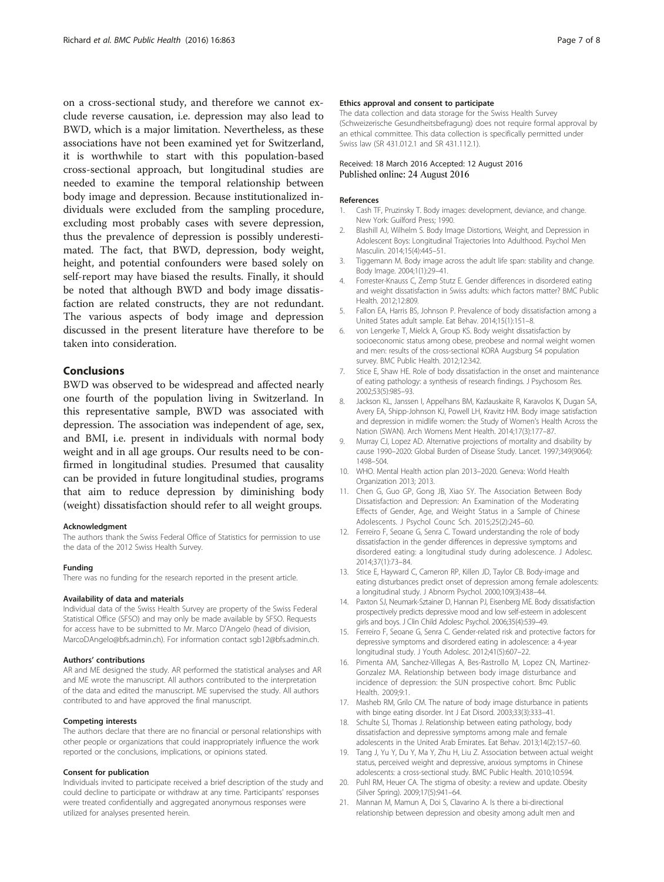on a cross-sectional study, and therefore we cannot exclude reverse causation, i.e. depression may also lead to BWD, which is a major limitation. Nevertheless, as these associations have not been examined yet for Switzerland, it is worthwhile to start with this population-based cross-sectional approach, but longitudinal studies are needed to examine the temporal relationship between body image and depression. Because institutionalized individuals were excluded from the sampling procedure, excluding most probably cases with severe depression, thus the prevalence of depression is possibly underestimated. The fact, that BWD, depression, body weight, height, and potential confounders were based solely on self-report may have biased the results. Finally, it should be noted that although BWD and body image dissatisfaction are related constructs, they are not redundant. The various aspects of body image and depression discussed in the present literature have therefore to be taken into consideration.

## Conclusions

BWD was observed to be widespread and affected nearly one fourth of the population living in Switzerland. In this representative sample, BWD was associated with depression. The association was independent of age, sex, and BMI, i.e. present in individuals with normal body weight and in all age groups. Our results need to be confirmed in longitudinal studies. Presumed that causality can be provided in future longitudinal studies, programs that aim to reduce depression by diminishing body (weight) dissatisfaction should refer to all weight groups.

#### Acknowledgment

The authors thank the Swiss Federal Office of Statistics for permission to use the data of the 2012 Swiss Health Survey.

#### Funding

There was no funding for the research reported in the present article.

#### Availability of data and materials

Individual data of the Swiss Health Survey are property of the Swiss Federal Statistical Office (SFSO) and may only be made available by SFSO. Requests for access have to be submitted to Mr. Marco D'Angelo (head of division, MarcoDAngelo@bfs.admin.ch). For information contact sgb12@bfs.admin.ch.

#### Authors' contributions

AR and ME designed the study. AR performed the statistical analyses and AR and ME wrote the manuscript. All authors contributed to the interpretation of the data and edited the manuscript. ME supervised the study. All authors contributed to and have approved the final manuscript.

#### Competing interests

The authors declare that there are no financial or personal relationships with other people or organizations that could inappropriately influence the work reported or the conclusions, implications, or opinions stated.

#### Consent for publication

Individuals invited to participate received a brief description of the study and could decline to participate or withdraw at any time. Participants' responses were treated confidentially and aggregated anonymous responses were utilized for analyses presented herein.

#### Ethics approval and consent to participate

The data collection and data storage for the Swiss Health Survey (Schweizerische Gesundheitsbefragung) does not require formal approval by an ethical committee. This data collection is specifically permitted under Swiss law (SR 431.012.1 and SR 431.112.1).

Received: 18 March 2016 Accepted: 12 August 2016
Published online: 24 August 2016

#### References

1. Cash TF, Pruzinsky T. Body images: development, deviance, and change. New York: Guilford Press; 1990.
2. Blashill AJ, Wilhelm S. Body Image Distortions, Weight, and Depression in Adolescent Boys: Longitudinal Trajectories Into Adulthood. Psychol Men Masculin. 2014;15(4):445–51.
3. Tiggemann M. Body image across the adult life span: stability and change. Body Image. 2004;1(1):29–41.
4. Forrester-Knauss C, Zemp Stutz E. Gender differences in disordered eating and weight dissatisfaction in Swiss adults: which factors matter? BMC Public Health. 2012;12:809.
5. Fallon EA, Harris BS, Johnson P. Prevalence of body dissatisfaction among a United States adult sample. Eat Behav. 2014;15(1):151–8.
6. von Lengerke T, Mielck A, Group KS. Body weight dissatisfaction by socioeconomic status among obese, preobese and normal weight women and men: results of the cross-sectional KORA Augsburg S4 population survey. BMC Public Health. 2012;12:342.
7. Stice E, Shaw HE. Role of body dissatisfaction in the onset and maintenance of eating pathology: a synthesis of research findings. J Psychosom Res. 2002;53(5):985–93.
8. Jackson KL, Janssen I, Appelhans BM, Kazlauskaite R, Karavolos K, Dugan SA, Avery EA, Shipp-Johnson KJ, Powell LH, Kravitz HM. Body image satisfaction and depression in midlife women: the Study of Women's Health Across the Nation (SWAN). Arch Womens Ment Health. 2014;17(3):177–87.
9. Murray CJ, Lopez AD. Alternative projections of mortality and disability by cause 1990–2020: Global Burden of Disease Study. Lancet. 1997;349(9064): 1498–504.
10. WHO. Mental Health action plan 2013–2020. Geneva: World Health Organization 2013; 2013.
11. Chen G, Guo GP, Gong JB, Xiao SY. The Association Between Body Dissatisfaction and Depression: An Examination of the Moderating Effects of Gender, Age, and Weight Status in a Sample of Chinese Adolescents. J Psychol Counc Sch. 2015;25(2):245–60.
12. Ferreiro F, Seoane G, Senra C. Toward understanding the role of body dissatisfaction in the gender differences in depressive symptoms and disordered eating: a longitudinal study during adolescence. J Adolesc. 2014;37(1):73–84.
13. Stice E, Hayward C, Cameron RP, Killen JD, Taylor CB. Body-image and eating disturbances predict onset of depression among female adolescents: a longitudinal study. J Abnorm Psychol. 2000;109(3):438–44.
14. Paxton SJ, Neumark-Sztainer D, Hannan PJ, Eisenberg ME. Body dissatisfaction prospectively predicts depressive mood and low self-esteem in adolescent girls and boys. J Clin Child Adolesc Psychol. 2006;35(4):539–49.
15. Ferreiro F, Seoane G, Senra C. Gender-related risk and protective factors for depressive symptoms and disordered eating in adolescence: a 4-year longitudinal study. J Youth Adolesc. 2012;41(5):607–22.
16. Pimenta AM, Sanchez-Villegas A, Bes-Rastrollo M, Lopez CN, Martinez-Gonzalez MA. Relationship between body image disturbance and incidence of depression: the SUN prospective cohort. Bmc Public Health. 2009;9:1.
17. Masheb RM, Grilo CM. The nature of body image disturbance in patients with binge eating disorder. Int J Eat Disord. 2003;33(3):333–41.
18. Schulte SJ, Thomas J. Relationship between eating pathology, body dissatisfaction and depressive symptoms among male and female adolescents in the United Arab Emirates. Eat Behav. 2013;14(2):157–60.
19. Tang J, Yu Y, Du Y, Ma Y, Zhu H, Liu Z. Association between actual weight status, perceived weight and depressive, anxious symptoms in Chinese adolescents: a cross-sectional study. BMC Public Health. 2010;10:594.
20. Puhl RM, Heuer CA. The stigma of obesity: a review and update. Obesity (Silver Spring). 2009;17(5):941–64.
21. Mannan M, Mamun A, Doi S, Clavarino A. Is there a bi-directional relationship between depression and obesity among adult men and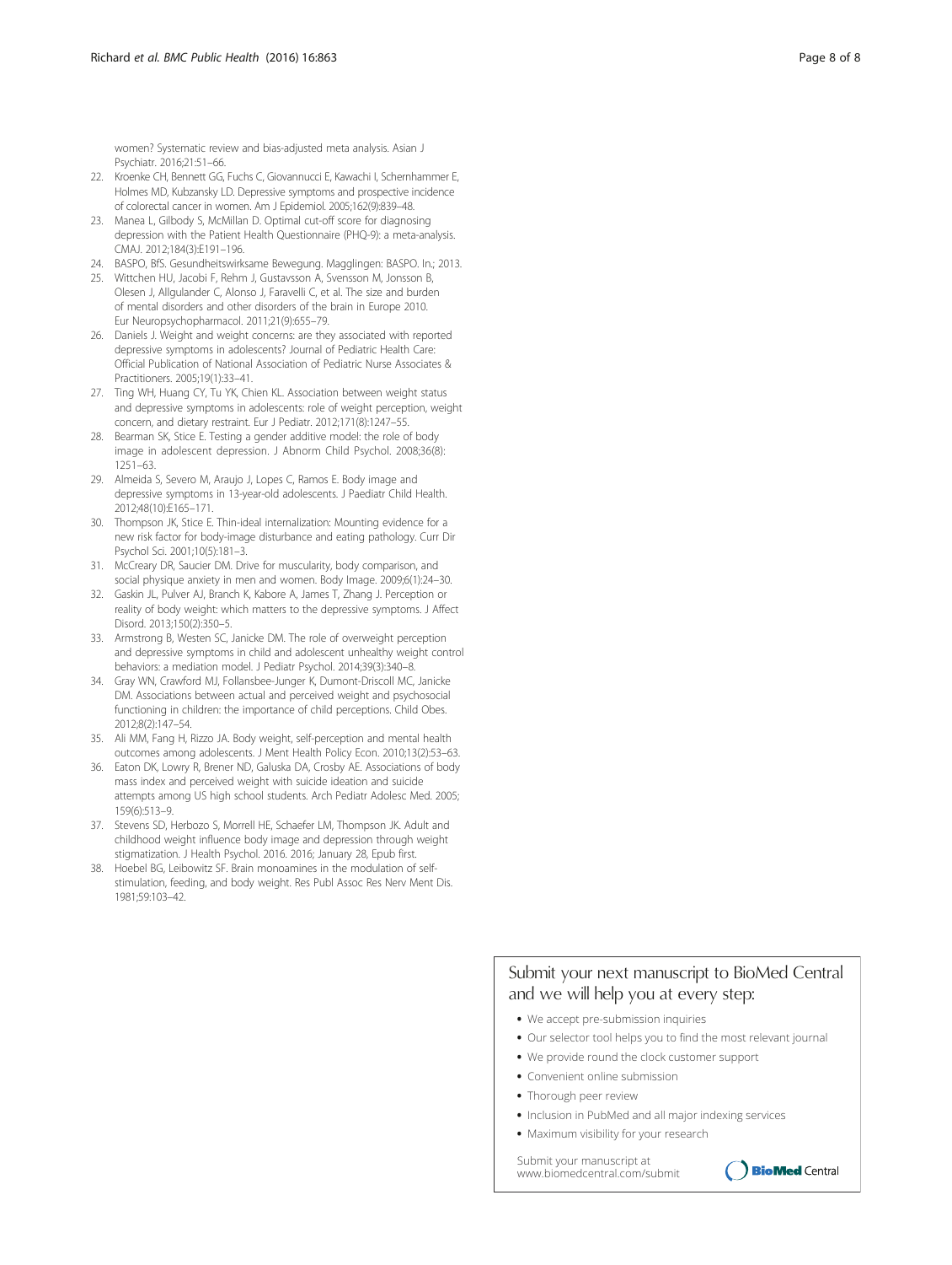women? Systematic review and bias-adjusted meta analysis. Asian J Psychiatr. 2016;21:51–66.

22. Kroenke CH, Bennett GG, Fuchs C, Giovannucci E, Kawachi I, Schernhammer E, Holmes MD, Kubzansky LD. Depressive symptoms and prospective incidence of colorectal cancer in women. Am J Epidemiol. 2005;162(9):839–48.
23. Manea L, Gilbody S, McMillan D. Optimal cut-off score for diagnosing depression with the Patient Health Questionnaire (PHQ-9): a meta-analysis. CMAJ. 2012;184(3):E191–196.
24. BASPO, BfS. Gesundheitswirksame Bewegung. Magglingen: BASPO. In.; 2013.
25. Wittchen HU, Jacobi F, Rehm J, Gustavsson A, Svensson M, Jonsson B, Olesen J, Allgulander C, Alonso J, Faravelli C, et al. The size and burden of mental disorders and other disorders of the brain in Europe 2010. Eur Neuropsychopharmacol. 2011;21(9):655–79.
26. Daniels J. Weight and weight concerns: are they associated with reported depressive symptoms in adolescents? Journal of Pediatric Health Care: Official Publication of National Association of Pediatric Nurse Associates & Practitioners. 2005;19(1):33–41.
27. Ting WH, Huang CY, Tu YK, Chien KL. Association between weight status and depressive symptoms in adolescents: role of weight perception, weight concern, and dietary restraint. Eur J Pediatr. 2012;171(8):1247–55.
28. Bearman SK, Stice E. Testing a gender additive model: the role of body image in adolescent depression. J Abnorm Child Psychol. 2008;36(8): 1251–63.
29. Almeida S, Severo M, Araujo J, Lopes C, Ramos E. Body image and depressive symptoms in 13-year-old adolescents. J Paediatr Child Health. 2012;48(10):E165–171.
30. Thompson JK, Stice E. Thin-ideal internalization: Mounting evidence for a new risk factor for body-image disturbance and eating pathology. Curr Dir Psychol Sci. 2001;10(5):181–3.
31. McCreary DR, Saucier DM. Drive for muscularity, body comparison, and social physique anxiety in men and women. Body Image. 2009;6(1):24–30.
32. Gaskin JL, Pulver AJ, Branch K, Kabore A, James T, Zhang J. Perception or reality of body weight: which matters to the depressive symptoms. J Affect Disord. 2013;150(2):350–5.
33. Armstrong B, Westen SC, Janicke DM. The role of overweight perception and depressive symptoms in child and adolescent unhealthy weight control behaviors: a mediation model. J Pediatr Psychol. 2014;39(3):340–8.
34. Gray WN, Crawford MJ, Follansbee-Junger K, Dumont-Driscoll MC, Janicke DM. Associations between actual and perceived weight and psychosocial functioning in children: the importance of child perceptions. Child Obes. 2012;8(2):147–54.
35. Ali MM, Fang H, Rizzo JA. Body weight, self-perception and mental health outcomes among adolescents. J Ment Health Policy Econ. 2010;13(2):53–63.
36. Eaton DK, Lowry R, Brener ND, Galuska DA, Crosby AE. Associations of body mass index and perceived weight with suicide ideation and suicide attempts among US high school students. Arch Pediatr Adolesc Med. 2005; 159(6):513–9.
37. Stevens SD, Herbozo S, Morrell HE, Schaefer LM, Thompson JK. Adult and childhood weight influence body image and depression through weight stigmatization. J Health Psychol. 2016. 2016; January 28, Epub first.
38. Hoebel BG, Leibowitz SF. Brain monoamines in the modulation of self-stimulation, feeding, and body weight. Res Publ Assoc Res Nerv Ment Dis. 1981;59:103–42.

Submit your next manuscript to BioMed Central and we will help you at every step:

- We accept pre-submission inquiries
- Our selector tool helps you to find the most relevant journal
- We provide round the clock customer support
- Convenient online submission
- Thorough peer review
- Inclusion in PubMed and all major indexing services
- Maximum visibility for your research

Submit your manuscript at www.biomedcentral.com/submit

BioMed Central